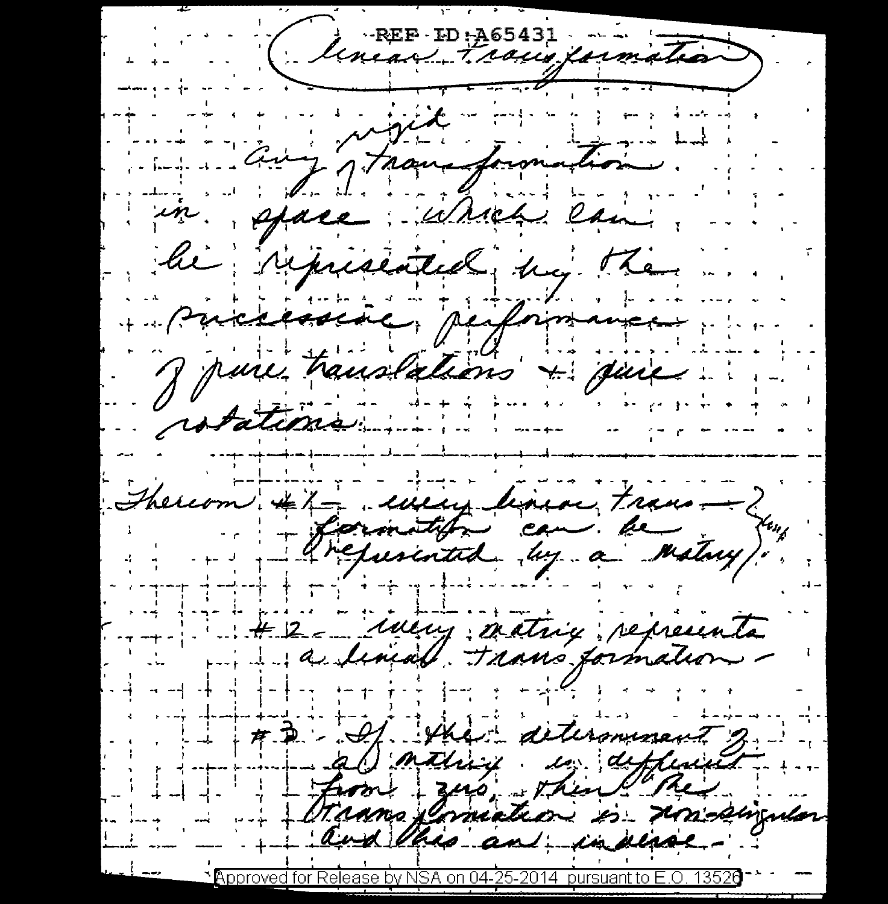REF ID:A65431

# Linear Transformation

Any rigid transformation in space which can be represented by the successive performance of pure translations + pure rotations.

Theorem #1 – every linear transformation can be represented by a matrix (homog.).

#2 – every matrix represents a linear transformation –

#3 – If the determinant of a matrix is different from zero, then the transformation is non-singular and has an inverse –

Approved for Release by NSA on 04-25-2014 pursuant to E.O. 13526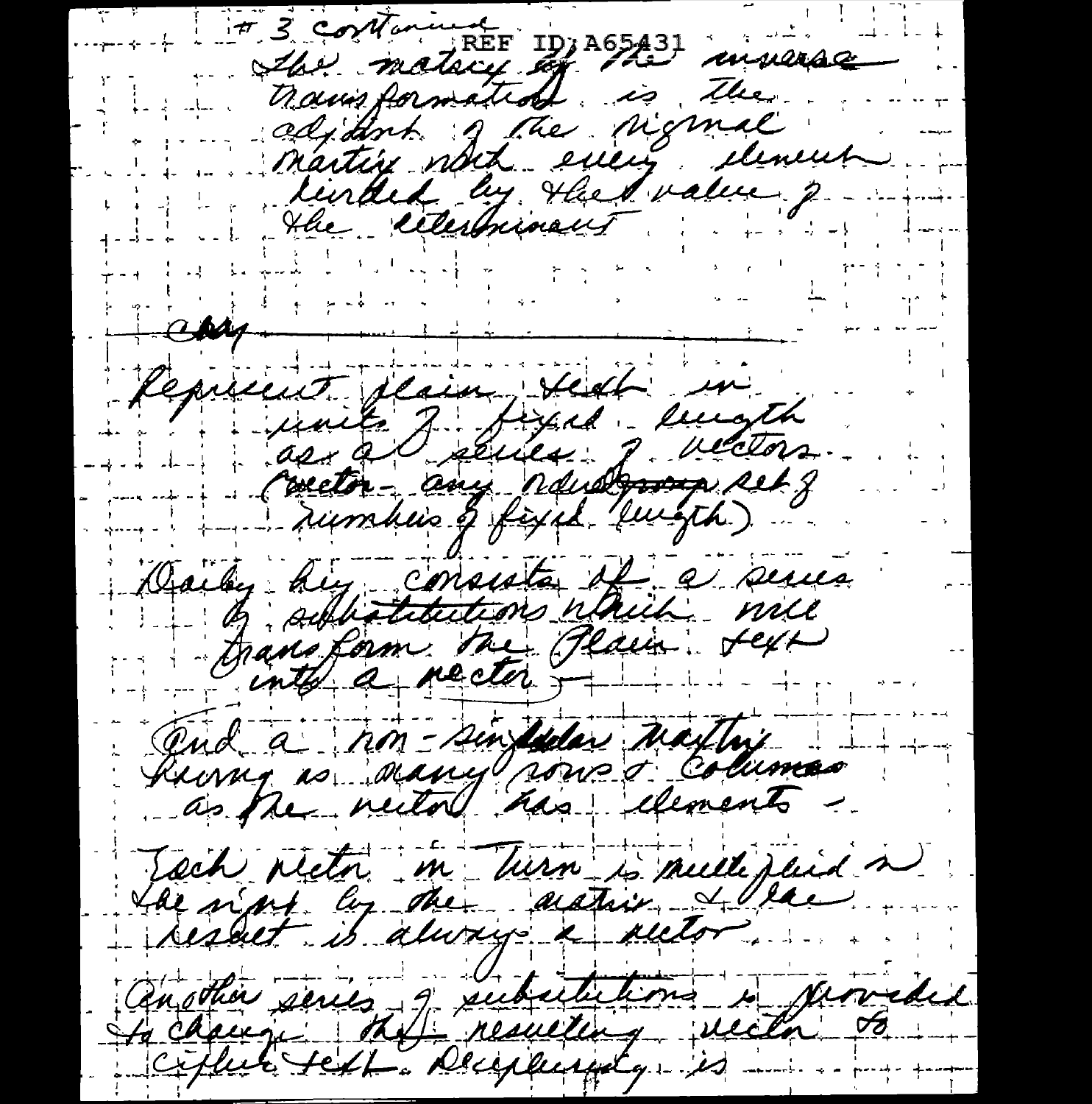# 3 continued

The matrix of the inverse transformation is the adjoint of the signal matrix with every element divided by the value of the determinant

---

copy

Represent plain text in units of fixed length as a series of vectors (vector - any ~~random~~ set of numbers of fixed length)

Daily key consists of a series of substitutions which will transform the plain text into a vector -

And a non-singular matrix having as many rows & columns as the vector has elements -

Each vector in turn is multiplied on the right by the matrix & the result is always a vector.

Another series of substitutions is provided to change the resulting vector to cipher text. Deciphering is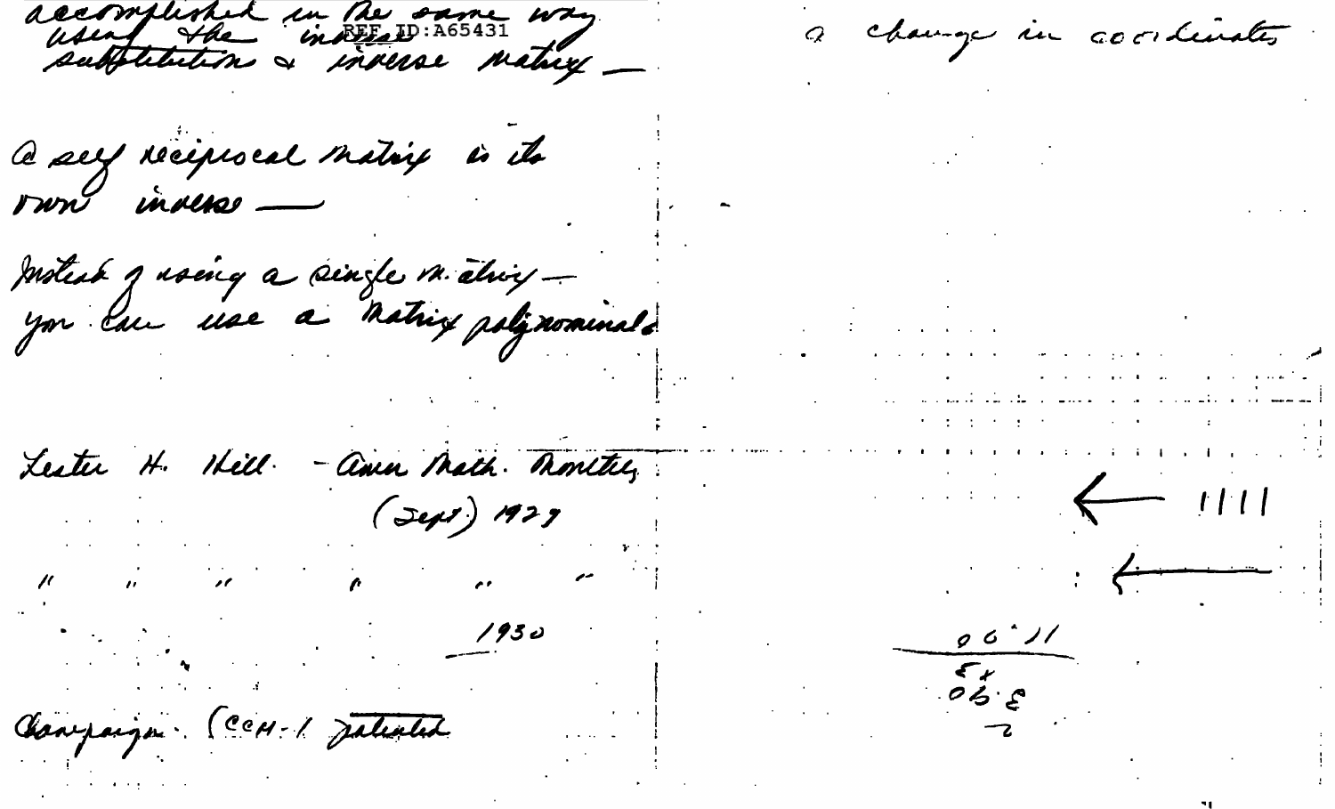accomplished in the same way using the inverse substitution & inverse matrix —

a self reciprocal matrix is its own inverse —

Instead of using a single matrix — you can use a matrix polynomials

Lester H. Hill - Amer Math. Monthly (Sept) 1929

" " " " " " 1930

Campaign (CCH-1 patented

a change in coordinates

← 1111

←

11.90

x4

3.90

2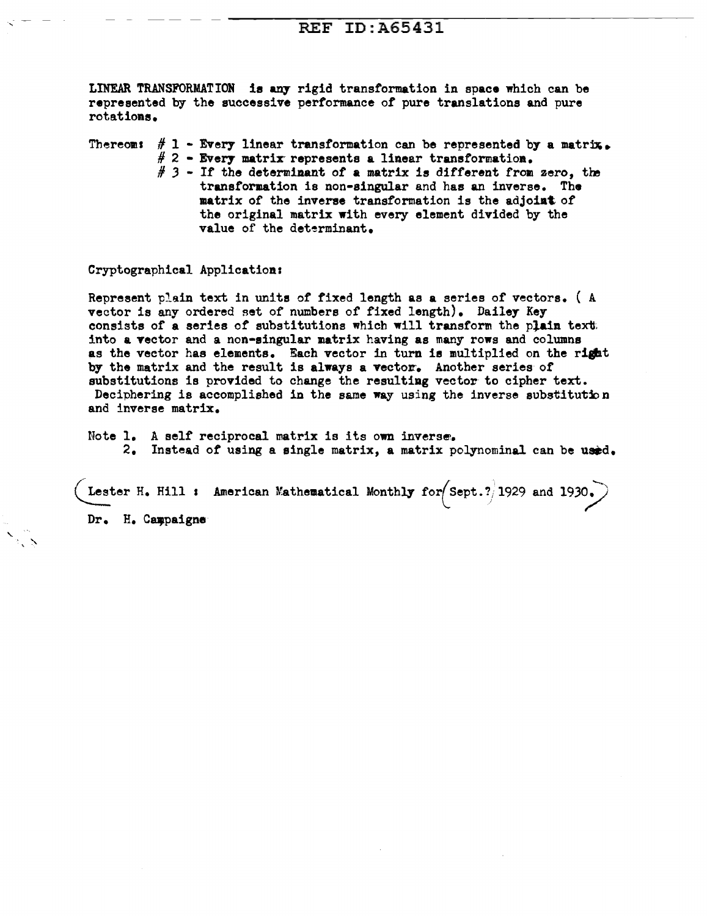**LINEAR TRANSFORMATION** is any rigid transformation in space which can be represented by the successive performance of pure translations and pure rotations.

Thereom: # 1 - Every linear transformation can be represented by a matrix.
# 2 - Every matrix represents a linear transformation.
# 3 - If the determinant of a matrix is different from zero, the transformation is non-singular and has an inverse. The matrix of the inverse transformation is the adjoint of the original matrix with every element divided by the value of the determinant.

Cryptographical Application:

Represent plain text in units of fixed length as a series of vectors. ( A vector is any ordered set of numbers of fixed length). Dailey Key consists of a series of substitutions which will transform the plain text into a vector and a non-singular matrix having as many rows and columns as the vector has elements. Each vector in turn is multiplied on the right by the matrix and the result is always a vector. Another series of substitutions is provided to change the resulting vector to cipher text. Deciphering is accomplished in the same way using the inverse substitution and inverse matrix.

Note 1. A self reciprocal matrix is its own inverse.
2. Instead of using a single matrix, a matrix polynominal can be used.

(Lester H. Hill : American Mathematical Monthly for (Sept.?) 1929 and 1930.)

Dr. H. Campaigne